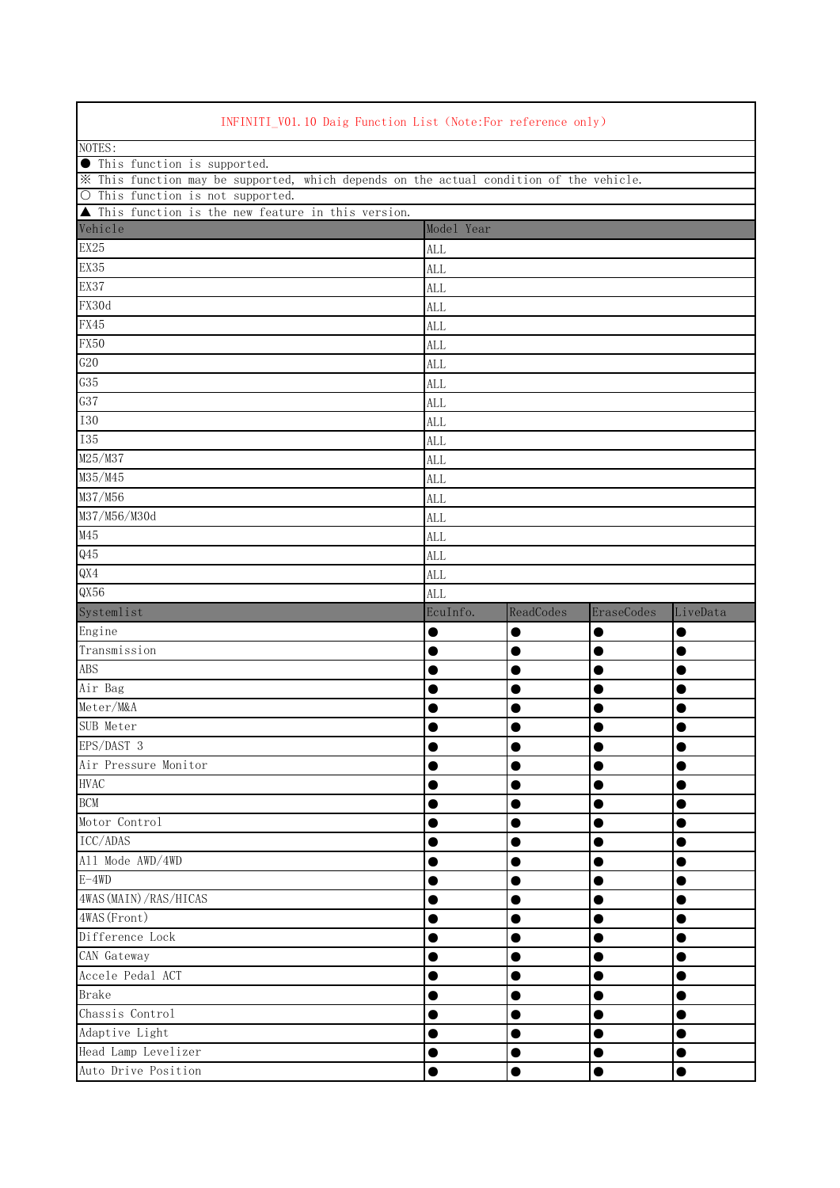INFINITI_V01.10 Daig Function List (Note:For reference only)

NOTES:
- ● This function is supported.
- ※ This function may be supported, which depends on the actual condition of the vehicle.
- ○ This function is not supported.
- ▲ This function is the new feature in this version.

| Vehicle | Model Year |
|---|---|
| EX25 | ALL |
| EX35 | ALL |
| EX37 | ALL |
| FX30d | ALL |
| FX45 | ALL |
| FX50 | ALL |
| G20 | ALL |
| G35 | ALL |
| G37 | ALL |
| I30 | ALL |
| I35 | ALL |
| M25/M37 | ALL |
| M35/M45 | ALL |
| M37/M56 | ALL |
| M37/M56/M30d | ALL |
| M45 | ALL |
| Q45 | ALL |
| QX4 | ALL |
| QX56 | ALL |

| Systemlist | EcuInfo. | ReadCodes | EraseCodes | LiveData |
|---|---|---|---|---|
| Engine | ● | ● | ● | ● |
| Transmission | ● | ● | ● | ● |
| ABS | ● | ● | ● | ● |
| Air Bag | ● | ● | ● | ● |
| Meter/M&A | ● | ● | ● | ● |
| SUB Meter | ● | ● | ● | ● |
| EPS/DAST 3 | ● | ● | ● | ● |
| Air Pressure Monitor | ● | ● | ● | ● |
| HVAC | ● | ● | ● | ● |
| BCM | ● | ● | ● | ● |
| Motor Control | ● | ● | ● | ● |
| ICC/ADAS | ● | ● | ● | ● |
| All Mode AWD/4WD | ● | ● | ● | ● |
| E-4WD | ● | ● | ● | ● |
| 4WAS(MAIN)/RAS/HICAS | ● | ● | ● | ● |
| 4WAS(Front) | ● | ● | ● | ● |
| Difference Lock | ● | ● | ● | ● |
| CAN Gateway | ● | ● | ● | ● |
| Accele Pedal ACT | ● | ● | ● | ● |
| Brake | ● | ● | ● | ● |
| Chassis Control | ● | ● | ● | ● |
| Adaptive Light | ● | ● | ● | ● |
| Head Lamp Levelizer | ● | ● | ● | ● |
| Auto Drive Position | ● | ● | ● | ● |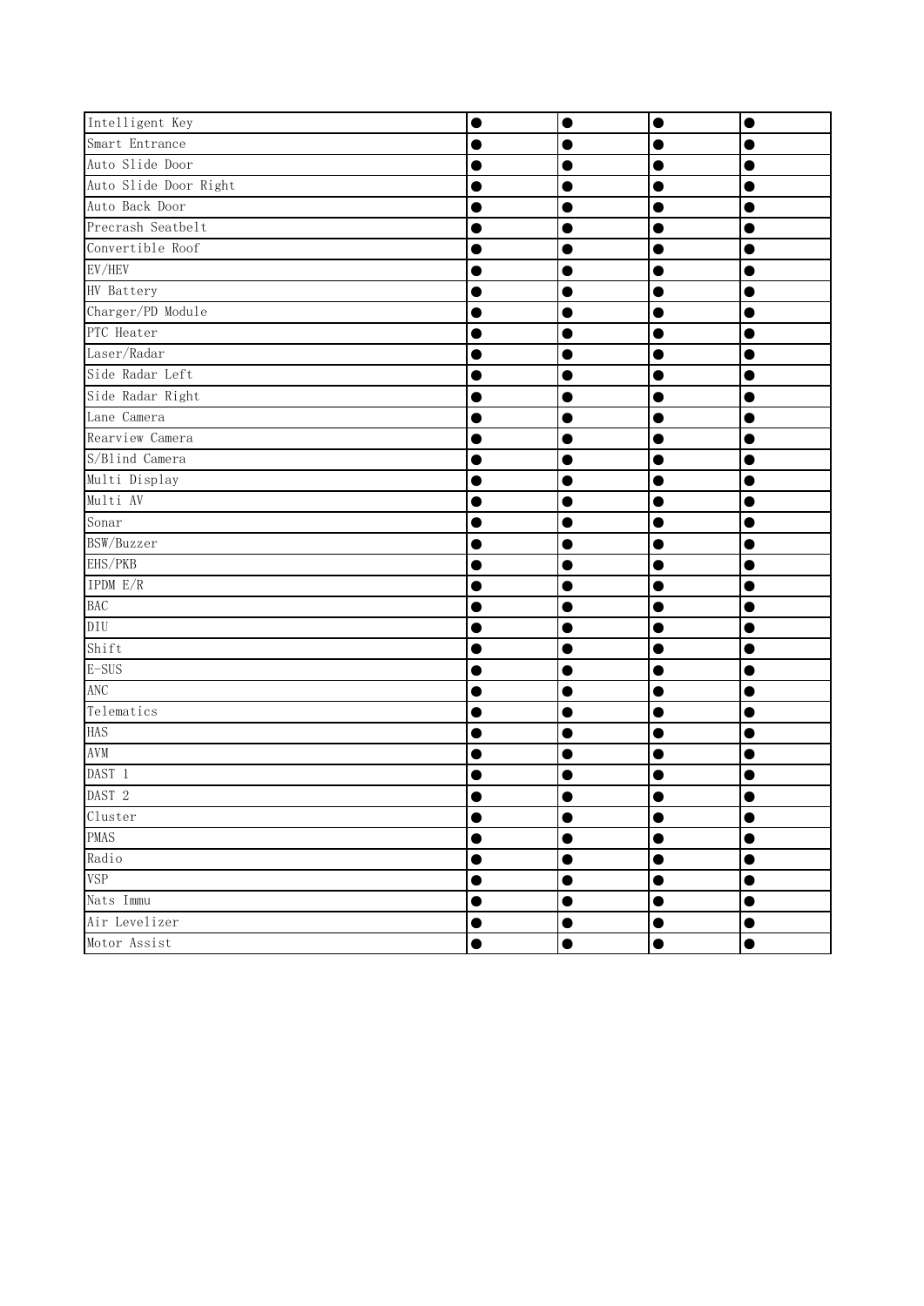| | | | | |
|---|---|---|---|---|
| Intelligent Key | ● | ● | ● | ● |
| Smart Entrance | ● | ● | ● | ● |
| Auto Slide Door | ● | ● | ● | ● |
| Auto Slide Door Right | ● | ● | ● | ● |
| Auto Back Door | ● | ● | ● | ● |
| Precrash Seatbelt | ● | ● | ● | ● |
| Convertible Roof | ● | ● | ● | ● |
| EV/HEV | ● | ● | ● | ● |
| HV Battery | ● | ● | ● | ● |
| Charger/PD Module | ● | ● | ● | ● |
| PTC Heater | ● | ● | ● | ● |
| Laser/Radar | ● | ● | ● | ● |
| Side Radar Left | ● | ● | ● | ● |
| Side Radar Right | ● | ● | ● | ● |
| Lane Camera | ● | ● | ● | ● |
| Rearview Camera | ● | ● | ● | ● |
| S/Blind Camera | ● | ● | ● | ● |
| Multi Display | ● | ● | ● | ● |
| Multi AV | ● | ● | ● | ● |
| Sonar | ● | ● | ● | ● |
| BSW/Buzzer | ● | ● | ● | ● |
| EHS/PKB | ● | ● | ● | ● |
| IPDM E/R | ● | ● | ● | ● |
| BAC | ● | ● | ● | ● |
| DIU | ● | ● | ● | ● |
| Shift | ● | ● | ● | ● |
| E-SUS | ● | ● | ● | ● |
| ANC | ● | ● | ● | ● |
| Telematics | ● | ● | ● | ● |
| HAS | ● | ● | ● | ● |
| AVM | ● | ● | ● | ● |
| DAST 1 | ● | ● | ● | ● |
| DAST 2 | ● | ● | ● | ● |
| Cluster | ● | ● | ● | ● |
| PMAS | ● | ● | ● | ● |
| Radio | ● | ● | ● | ● |
| VSP | ● | ● | ● | ● |
| Nats Immu | ● | ● | ● | ● |
| Air Levelizer | ● | ● | ● | ● |
| Motor Assist | ● | ● | ● | ● |